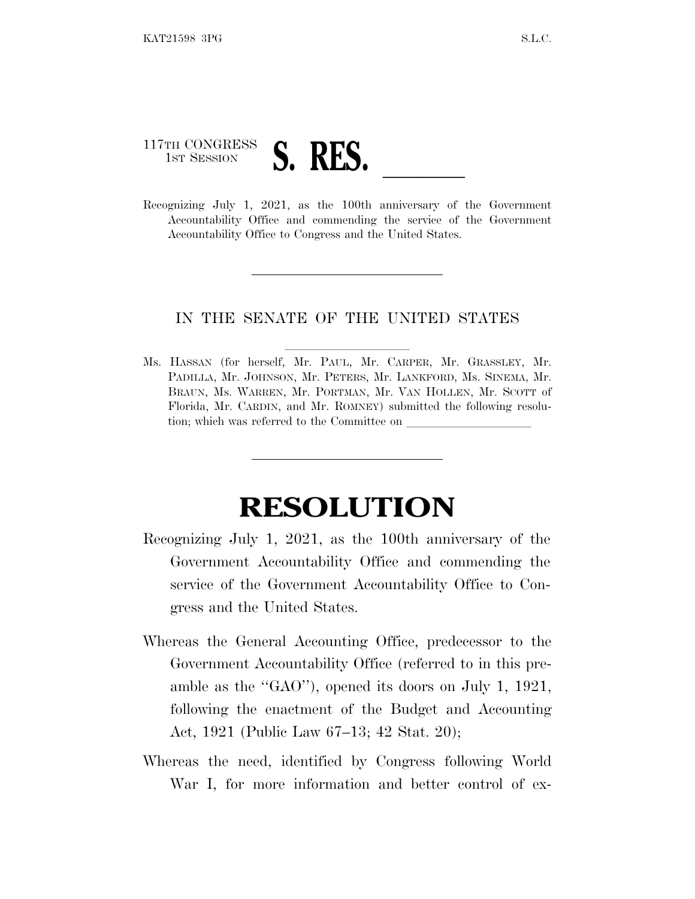117TH CONGRESS
1ST SESSION

# S. RES. ______

Recognizing July 1, 2021, as the 100th anniversary of the Government Accountability Office and commending the service of the Government Accountability Office to Congress and the United States.

---

IN THE SENATE OF THE UNITED STATES

Ms. HASSAN (for herself, Mr. PAUL, Mr. CARPER, Mr. GRASSLEY, Mr. PADILLA, Mr. JOHNSON, Mr. PETERS, Mr. LANKFORD, Ms. SINEMA, Mr. BRAUN, Ms. WARREN, Mr. PORTMAN, Mr. VAN HOLLEN, Mr. SCOTT of Florida, Mr. CARDIN, and Mr. ROMNEY) submitted the following resolution; which was referred to the Committee on ____________________

---

# RESOLUTION

Recognizing July 1, 2021, as the 100th anniversary of the Government Accountability Office and commending the service of the Government Accountability Office to Congress and the United States.

Whereas the General Accounting Office, predecessor to the Government Accountability Office (referred to in this preamble as the "GAO"), opened its doors on July 1, 1921, following the enactment of the Budget and Accounting Act, 1921 (Public Law 67–13; 42 Stat. 20);

Whereas the need, identified by Congress following World War I, for more information and better control of ex-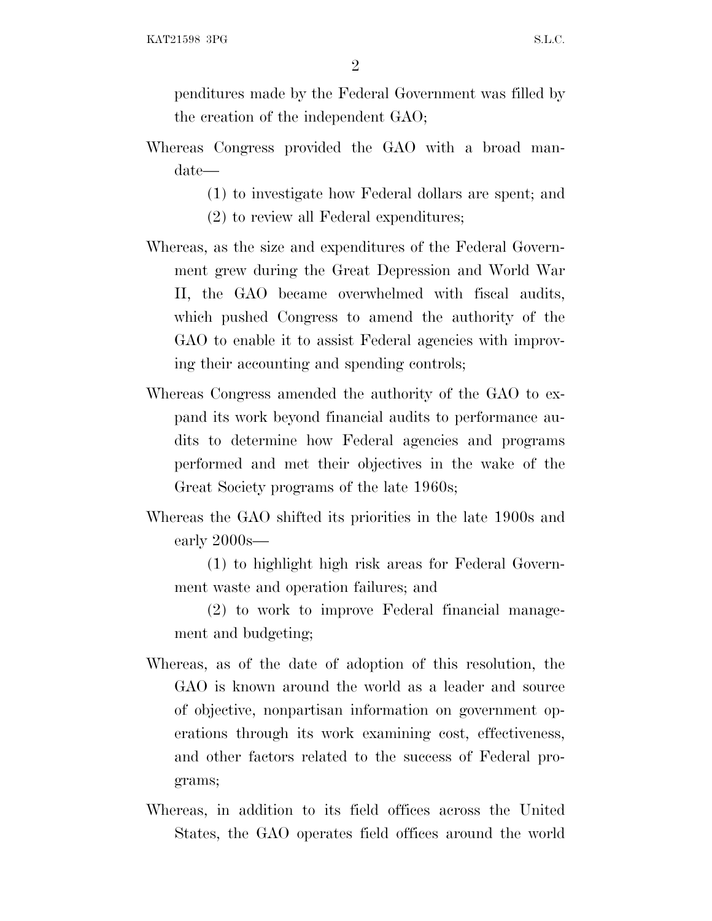penditures made by the Federal Government was filled by the creation of the independent GAO;

Whereas Congress provided the GAO with a broad mandate—

(1) to investigate how Federal dollars are spent; and

(2) to review all Federal expenditures;

Whereas, as the size and expenditures of the Federal Government grew during the Great Depression and World War II, the GAO became overwhelmed with fiscal audits, which pushed Congress to amend the authority of the GAO to enable it to assist Federal agencies with improving their accounting and spending controls;

Whereas Congress amended the authority of the GAO to expand its work beyond financial audits to performance audits to determine how Federal agencies and programs performed and met their objectives in the wake of the Great Society programs of the late 1960s;

Whereas the GAO shifted its priorities in the late 1900s and early 2000s—

(1) to highlight high risk areas for Federal Government waste and operation failures; and

(2) to work to improve Federal financial management and budgeting;

Whereas, as of the date of adoption of this resolution, the GAO is known around the world as a leader and source of objective, nonpartisan information on government operations through its work examining cost, effectiveness, and other factors related to the success of Federal programs;

Whereas, in addition to its field offices across the United States, the GAO operates field offices around the world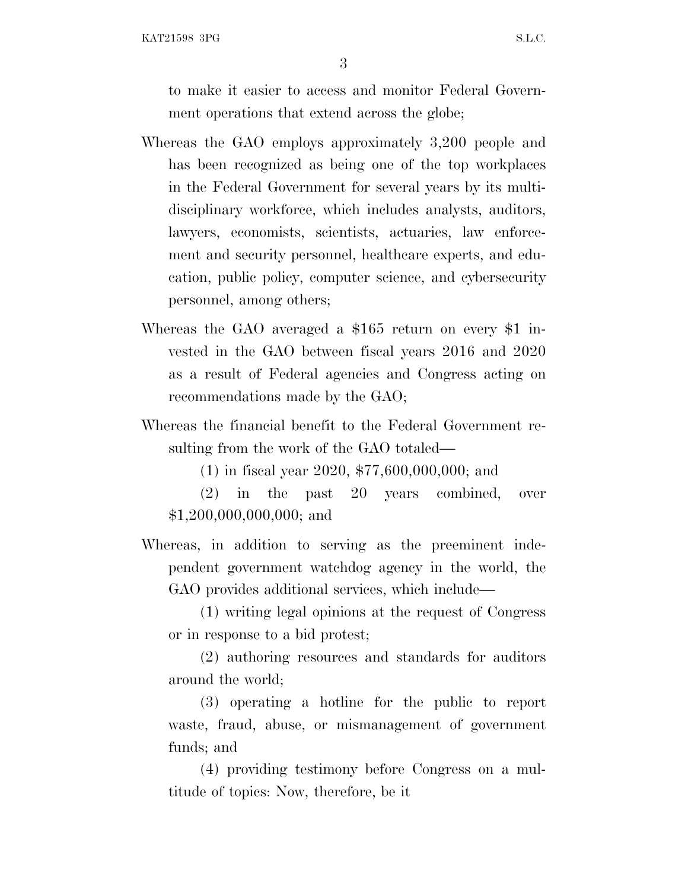to make it easier to access and monitor Federal Government operations that extend across the globe;

Whereas the GAO employs approximately 3,200 people and has been recognized as being one of the top workplaces in the Federal Government for several years by its multidisciplinary workforce, which includes analysts, auditors, lawyers, economists, scientists, actuaries, law enforcement and security personnel, healthcare experts, and education, public policy, computer science, and cybersecurity personnel, among others;

Whereas the GAO averaged a $165 return on every $1 invested in the GAO between fiscal years 2016 and 2020 as a result of Federal agencies and Congress acting on recommendations made by the GAO;

Whereas the financial benefit to the Federal Government resulting from the work of the GAO totaled—

(1) in fiscal year 2020, $77,600,000,000; and

(2) in the past 20 years combined, over $1,200,000,000,000; and

Whereas, in addition to serving as the preeminent independent government watchdog agency in the world, the GAO provides additional services, which include—

(1) writing legal opinions at the request of Congress or in response to a bid protest;

(2) authoring resources and standards for auditors around the world;

(3) operating a hotline for the public to report waste, fraud, abuse, or mismanagement of government funds; and

(4) providing testimony before Congress on a multitude of topics: Now, therefore, be it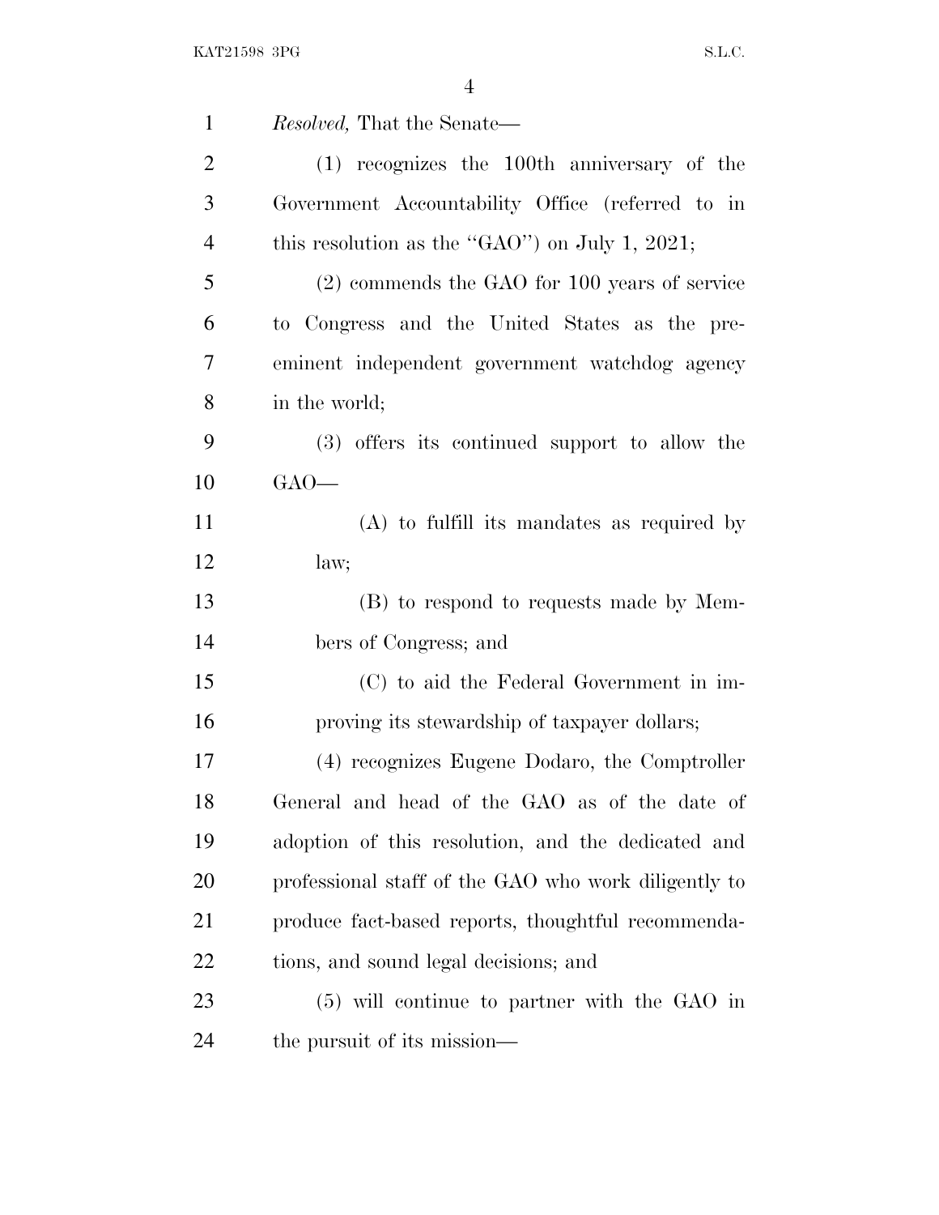*Resolved,* That the Senate—

(1) recognizes the 100th anniversary of the Government Accountability Office (referred to in this resolution as the "GAO") on July 1, 2021;

(2) commends the GAO for 100 years of service to Congress and the United States as the pre-eminent independent government watchdog agency in the world;

(3) offers its continued support to allow the GAO—

(A) to fulfill its mandates as required by law;

(B) to respond to requests made by Members of Congress; and

(C) to aid the Federal Government in improving its stewardship of taxpayer dollars;

(4) recognizes Eugene Dodaro, the Comptroller General and head of the GAO as of the date of adoption of this resolution, and the dedicated and professional staff of the GAO who work diligently to produce fact-based reports, thoughtful recommendations, and sound legal decisions; and

(5) will continue to partner with the GAO in the pursuit of its mission—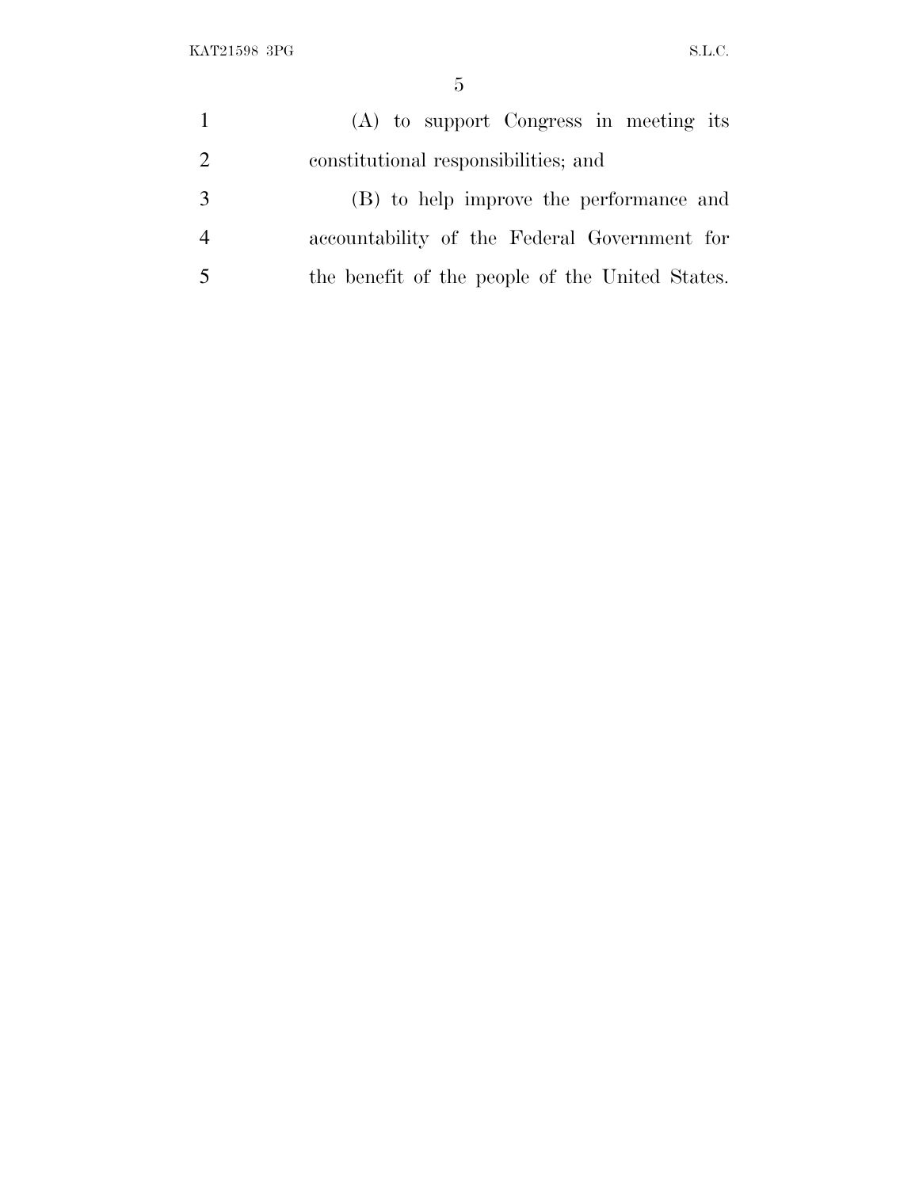(A) to support Congress in meeting its constitutional responsibilities; and

(B) to help improve the performance and accountability of the Federal Government for the benefit of the people of the United States.